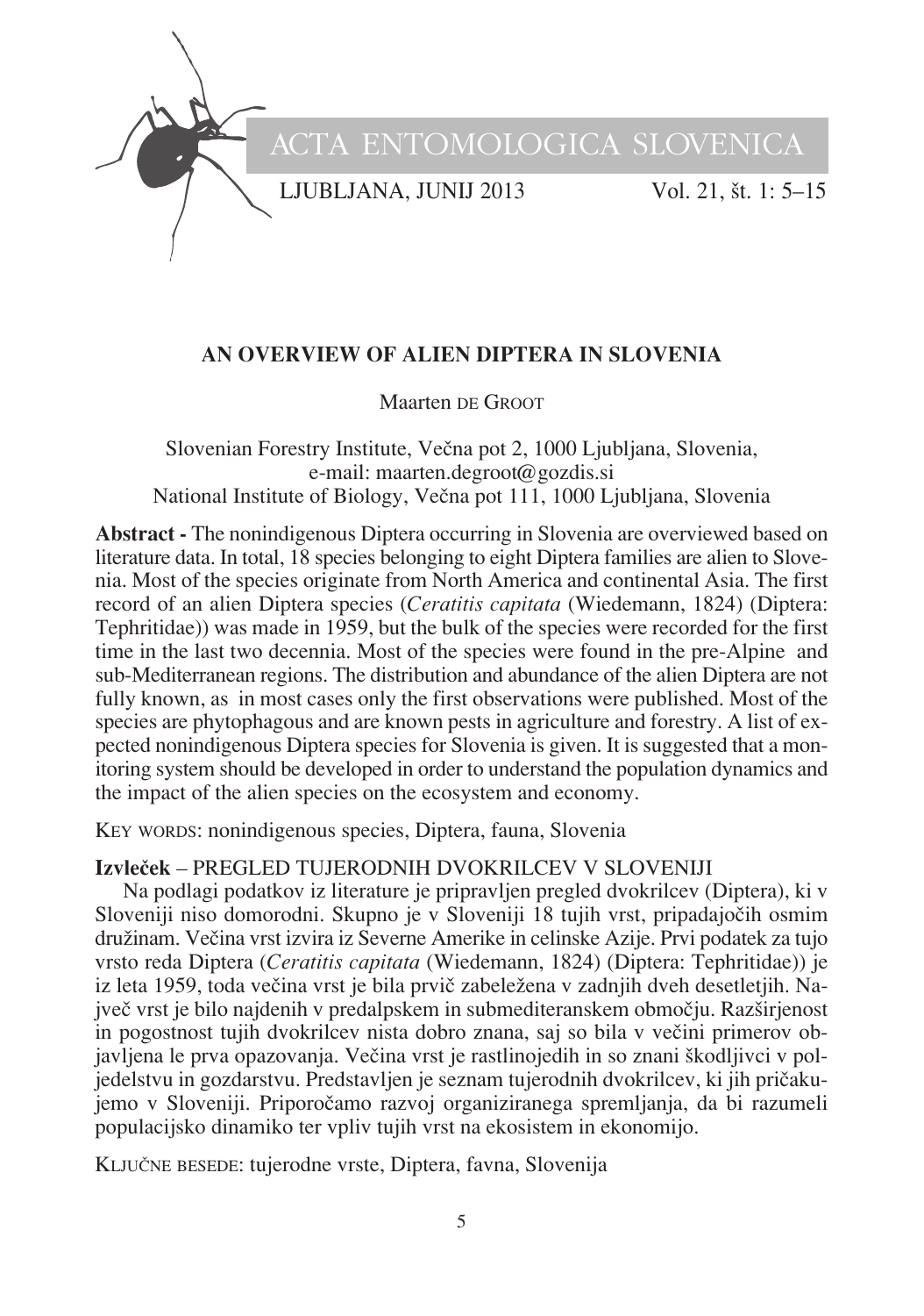# AN OVERVIEW OF ALIEN DIPTERA IN SLOVENIA

Maarten DE GROOT

Slovenian Forestry Institute, Večna pot 2, 1000 Ljubljana, Slovenia,
e-mail: maarten.degroot@gozdis.si
National Institute of Biology, Večna pot 111, 1000 Ljubljana, Slovenia

**Abstract -** The nonindigenous Diptera occurring in Slovenia are overviewed based on literature data. In total, 18 species belonging to eight Diptera families are alien to Slovenia. Most of the species originate from North America and continental Asia. The first record of an alien Diptera species (*Ceratitis capitata* (Wiedemann, 1824) (Diptera: Tephritidae)) was made in 1959, but the bulk of the species were recorded for the first time in the last two decennia. Most of the species were found in the pre-Alpine and sub-Mediterranean regions. The distribution and abundance of the alien Diptera are not fully known, as in most cases only the first observations were published. Most of the species are phytophagous and are known pests in agriculture and forestry. A list of expected nonindigenous Diptera species for Slovenia is given. It is suggested that a monitoring system should be developed in order to understand the population dynamics and the impact of the alien species on the ecosystem and economy.

KEY WORDS: nonindigenous species, Diptera, fauna, Slovenia

**Izvleček** – PREGLED TUJERODNIH DVOKRILCEV V SLOVENIJI

Na podlagi podatkov iz literature je pripravljen pregled dvokrilcev (Diptera), ki v Sloveniji niso domorodni. Skupno je v Sloveniji 18 tujih vrst, pripadajočih osmim družinam. Večina vrst izvira iz Severne Amerike in celinske Azije. Prvi podatek za tujo vrsto reda Diptera (*Ceratitis capitata* (Wiedemann, 1824) (Diptera: Tephritidae)) je iz leta 1959, toda večina vrst je bila prvič zabeležena v zadnjih dveh desetletjih. Največ vrst je bilo najdenih v predalpskem in submediteranskem območju. Razširjenost in pogostnost tujih dvokrilcev nista dobro znana, saj so bila v večini primerov objavljena le prva opazovanja. Večina vrst je rastlinojedih in so znani škodljivci v poljedelstvu in gozdarstvu. Predstavljen je seznam tujerodnih dvokrilcev, ki jih pričakujemo v Sloveniji. Priporočamo razvoj organiziranega spremljanja, da bi razumeli populacijsko dinamiko ter vpliv tujih vrst na ekosistem in ekonomijo.

KLJUČNE BESEDE: tujerodne vrste, Diptera, favna, Slovenija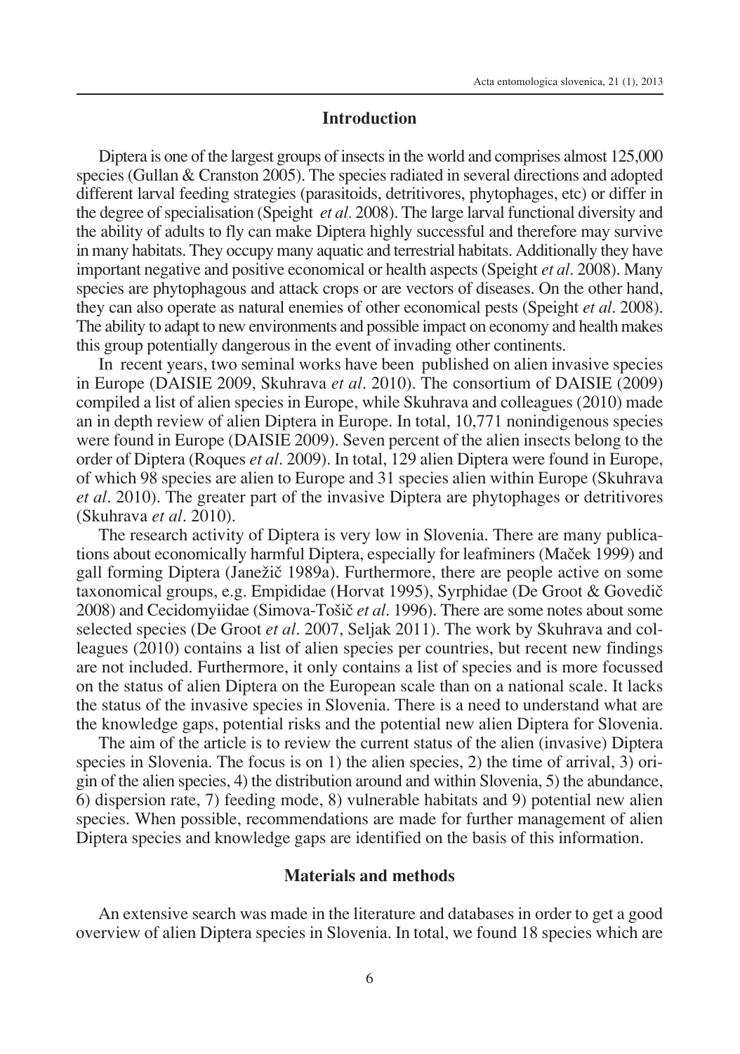## Introduction

Diptera is one of the largest groups of insects in the world and comprises almost 125,000 species (Gullan & Cranston 2005). The species radiated in several directions and adopted different larval feeding strategies (parasitoids, detritivores, phytophages, etc) or differ in the degree of specialisation (Speight *et al.* 2008). The large larval functional diversity and the ability of adults to fly can make Diptera highly successful and therefore may survive in many habitats. They occupy many aquatic and terrestrial habitats. Additionally they have important negative and positive economical or health aspects (Speight *et al*. 2008). Many species are phytophagous and attack crops or are vectors of diseases. On the other hand, they can also operate as natural enemies of other economical pests (Speight *et al*. 2008). The ability to adapt to new environments and possible impact on economy and health makes this group potentially dangerous in the event of invading other continents.

In recent years, two seminal works have been published on alien invasive species in Europe (DAISIE 2009, Skuhrava *et al*. 2010). The consortium of DAISIE (2009) compiled a list of alien species in Europe, while Skuhrava and colleagues (2010) made an in depth review of alien Diptera in Europe. In total, 10,771 nonindigenous species were found in Europe (DAISIE 2009). Seven percent of the alien insects belong to the order of Diptera (Roques *et al*. 2009). In total, 129 alien Diptera were found in Europe, of which 98 species are alien to Europe and 31 species alien within Europe (Skuhrava *et al*. 2010). The greater part of the invasive Diptera are phytophages or detritivores (Skuhrava *et al*. 2010).

The research activity of Diptera is very low in Slovenia. There are many publications about economically harmful Diptera, especially for leafminers (Maček 1999) and gall forming Diptera (Janežič 1989a). Furthermore, there are people active on some taxonomical groups, e.g. Empididae (Horvat 1995), Syrphidae (De Groot & Govedič 2008) and Cecidomyiidae (Simova-Tošič *et al*. 1996). There are some notes about some selected species (De Groot *et al*. 2007, Seljak 2011). The work by Skuhrava and colleagues (2010) contains a list of alien species per countries, but recent new findings are not included. Furthermore, it only contains a list of species and is more focussed on the status of alien Diptera on the European scale than on a national scale. It lacks the status of the invasive species in Slovenia. There is a need to understand what are the knowledge gaps, potential risks and the potential new alien Diptera for Slovenia.

The aim of the article is to review the current status of the alien (invasive) Diptera species in Slovenia. The focus is on 1) the alien species, 2) the time of arrival, 3) origin of the alien species, 4) the distribution around and within Slovenia, 5) the abundance, 6) dispersion rate, 7) feeding mode, 8) vulnerable habitats and 9) potential new alien species. When possible, recommendations are made for further management of alien Diptera species and knowledge gaps are identified on the basis of this information.

## Materials and methods

An extensive search was made in the literature and databases in order to get a good overview of alien Diptera species in Slovenia. In total, we found 18 species which are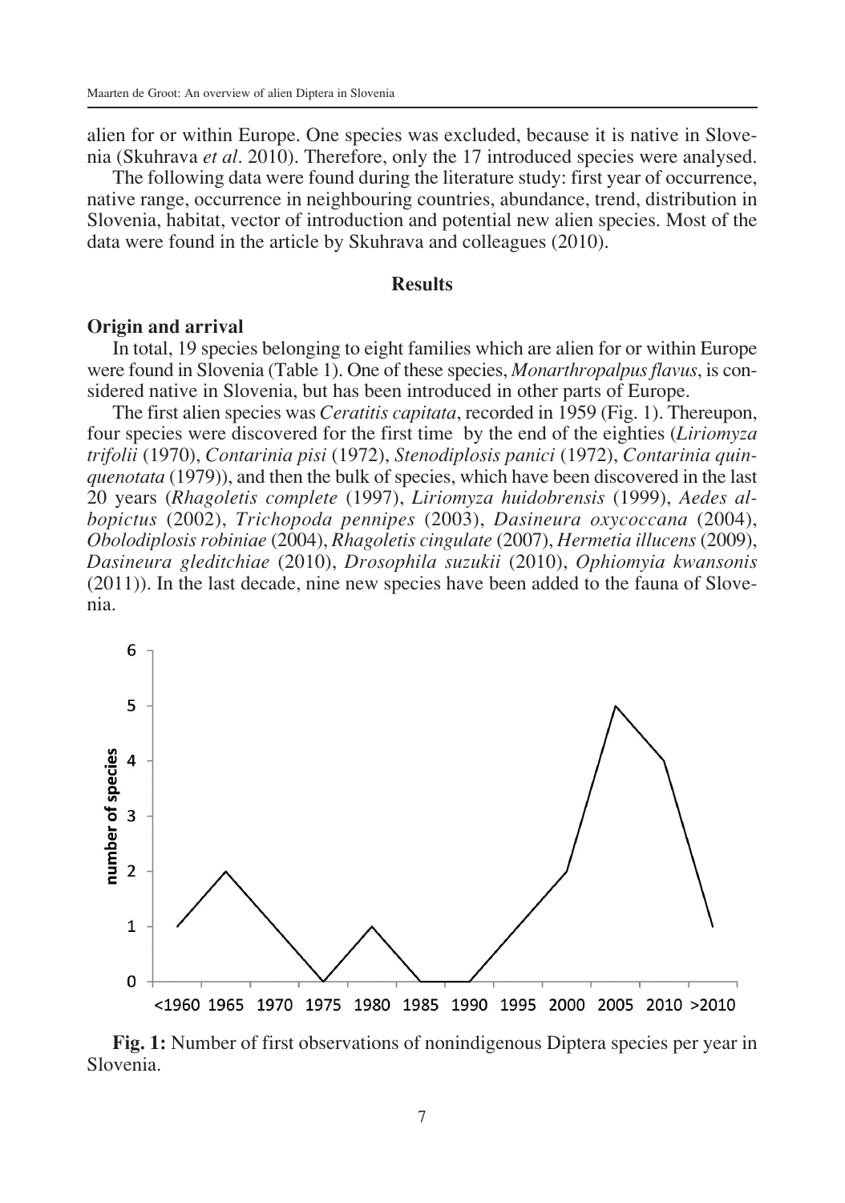alien for or within Europe. One species was excluded, because it is native in Slovenia (Skuhrava *et al*. 2010). Therefore, only the 17 introduced species were analysed.

The following data were found during the literature study: first year of occurrence, native range, occurrence in neighbouring countries, abundance, trend, distribution in Slovenia, habitat, vector of introduction and potential new alien species. Most of the data were found in the article by Skuhrava and colleagues (2010).

## Results

### Origin and arrival

In total, 19 species belonging to eight families which are alien for or within Europe were found in Slovenia (Table 1). One of these species, *Monarthropalpus flavus*, is considered native in Slovenia, but has been introduced in other parts of Europe.

The first alien species was *Ceratitis capitata*, recorded in 1959 (Fig. 1). Thereupon, four species were discovered for the first time by the end of the eighties (*Liriomyza trifolii* (1970), *Contarinia pisi* (1972), *Stenodiplosis panici* (1972), *Contarinia quinquenotata* (1979)), and then the bulk of species, which have been discovered in the last 20 years (*Rhagoletis complete* (1997), *Liriomyza huidobrensis* (1999), *Aedes albopictus* (2002), *Trichopoda pennipes* (2003), *Dasineura oxycoccana* (2004), *Obolodiplosis robiniae* (2004), *Rhagoletis cingulate* (2007), *Hermetia illucens* (2009), *Dasineura gleditchiae* (2010), *Drosophila suzukii* (2010), *Ophiomyia kwansonis* (2011)). In the last decade, nine new species have been added to the fauna of Slovenia.

**Fig. 1:** Number of first observations of nonindigenous Diptera species per year in Slovenia.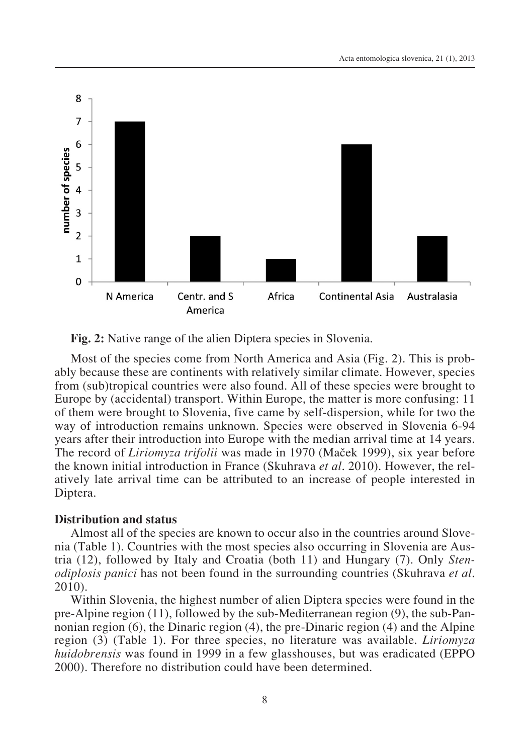**Fig. 2:** Native range of the alien Diptera species in Slovenia.

Most of the species come from North America and Asia (Fig. 2). This is probably because these are continents with relatively similar climate. However, species from (sub)tropical countries were also found. All of these species were brought to Europe by (accidental) transport. Within Europe, the matter is more confusing: 11 of them were brought to Slovenia, five came by self-dispersion, while for two the way of introduction remains unknown. Species were observed in Slovenia 6-94 years after their introduction into Europe with the median arrival time at 14 years. The record of *Liriomyza trifolii* was made in 1970 (Maček 1999), six year before the known initial introduction in France (Skuhrava *et al*. 2010). However, the relatively late arrival time can be attributed to an increase of people interested in Diptera.

### Distribution and status

Almost all of the species are known to occur also in the countries around Slovenia (Table 1). Countries with the most species also occurring in Slovenia are Austria (12), followed by Italy and Croatia (both 11) and Hungary (7). Only *Stenodiplosis panici* has not been found in the surrounding countries (Skuhrava *et al*. 2010).

Within Slovenia, the highest number of alien Diptera species were found in the pre-Alpine region (11), followed by the sub-Mediterranean region (9), the sub-Pannonian region (6), the Dinaric region (4), the pre-Dinaric region (4) and the Alpine region (3) (Table 1). For three species, no literature was available. *Liriomyza huidobrensis* was found in 1999 in a few glasshouses, but was eradicated (EPPO 2000). Therefore no distribution could have been determined.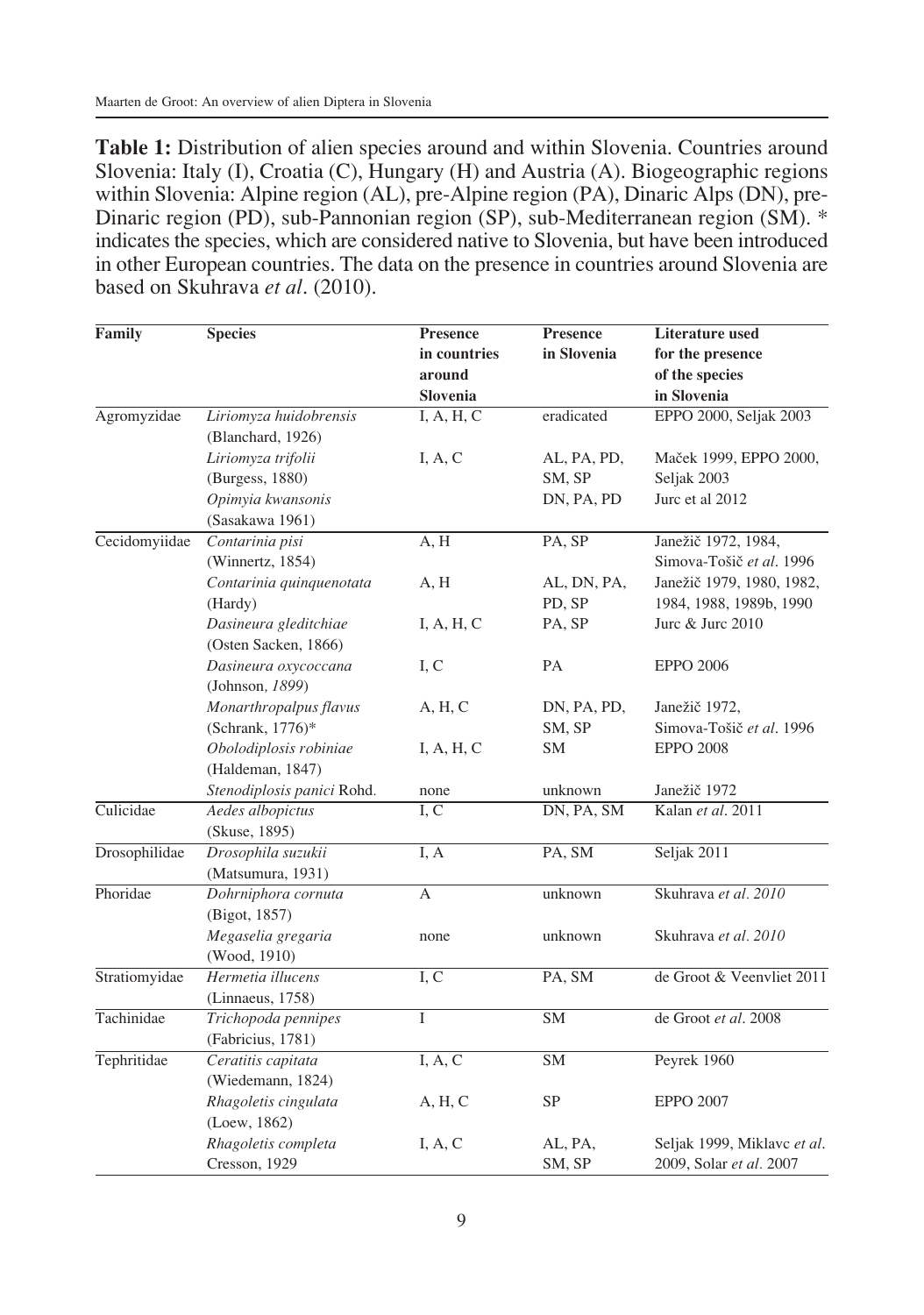**Table 1:** Distribution of alien species around and within Slovenia. Countries around Slovenia: Italy (I), Croatia (C), Hungary (H) and Austria (A). Biogeographic regions within Slovenia: Alpine region (AL), pre-Alpine region (PA), Dinaric Alps (DN), pre-Dinaric region (PD), sub-Pannonian region (SP), sub-Mediterranean region (SM). * indicates the species, which are considered native to Slovenia, but have been introduced in other European countries. The data on the presence in countries around Slovenia are based on Skuhrava *et al*. (2010).

| Family | Species | Presence in countries around Slovenia | Presence in Slovenia | Literature used for the presence of the species in Slovenia |
|---|---|---|---|---|
| Agromyzidae | *Liriomyza huidobrensis* (Blanchard, 1926) | I, A, H, C | eradicated | EPPO 2000, Seljak 2003 |
| | *Liriomyza trifolii* (Burgess, 1880) | I, A, C | AL, PA, PD, SM, SP | Maček 1999, EPPO 2000, Seljak 2003 |
| | *Opimyia kwansonis* (Sasakawa 1961) | | DN, PA, PD | Jurc et al 2012 |
| Cecidomyiidae | *Contarinia pisi* (Winnertz, 1854) | A, H | PA, SP | Janežič 1972, 1984, Simova-Tošič *et al*. 1996 |
| | *Contarinia quinquenotata* (Hardy) | A, H | AL, DN, PA, PD, SP | Janežič 1979, 1980, 1982, 1984, 1988, 1989b, 1990 |
| | *Dasineura gleditchiae* (Osten Sacken, 1866) | I, A, H, C | PA, SP | Jurc & Jurc 2010 |
| | *Dasineura oxycoccana* (Johnson, *1899*) | I, C | PA | EPPO 2006 |
| | *Monarthropalpus flavus* (Schrank, 1776)* | A, H, C | DN, PA, PD, SM, SP | Janežič 1972, Simova-Tošič *et al*. 1996 |
| | *Obolodiplosis robiniae* (Haldeman, 1847) | I, A, H, C | SM | EPPO 2008 |
| | *Stenodiplosis panici* Rohd. | none | unknown | Janežič 1972 |
| Culicidae | *Aedes albopictus* (Skuse, 1895) | I, C | DN, PA, SM | Kalan *et al*. 2011 |
| Drosophilidae | *Drosophila suzukii* (Matsumura, 1931) | I, A | PA, SM | Seljak 2011 |
| Phoridae | *Dohrniphora cornuta* (Bigot, 1857) | A | unknown | Skuhrava *et al. 2010* |
| | *Megaselia gregaria* (Wood, 1910) | none | unknown | Skuhrava *et al. 2010* |
| Stratiomyidae | *Hermetia illucens* (Linnaeus, 1758) | I, C | PA, SM | de Groot & Veenvliet 2011 |
| Tachinidae | *Trichopoda pennipes* (Fabricius, 1781) | I | SM | de Groot *et al*. 2008 |
| Tephritidae | *Ceratitis capitata* (Wiedemann, 1824) | I, A, C | SM | Peyrek 1960 |
| | *Rhagoletis cingulata* (Loew, 1862) | A, H, C | SP | EPPO 2007 |
| | *Rhagoletis completa* Cresson, 1929 | I, A, C | AL, PA, SM, SP | Seljak 1999, Miklavc *et al*. 2009, Solar *et al*. 2007 |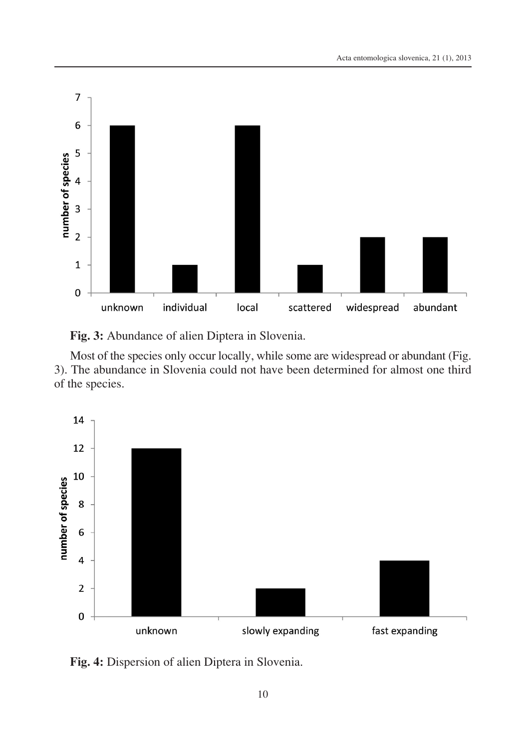**Fig. 3:** Abundance of alien Diptera in Slovenia.

Most of the species only occur locally, while some are widespread or abundant (Fig. 3). The abundance in Slovenia could not have been determined for almost one third of the species.

**Fig. 4:** Dispersion of alien Diptera in Slovenia.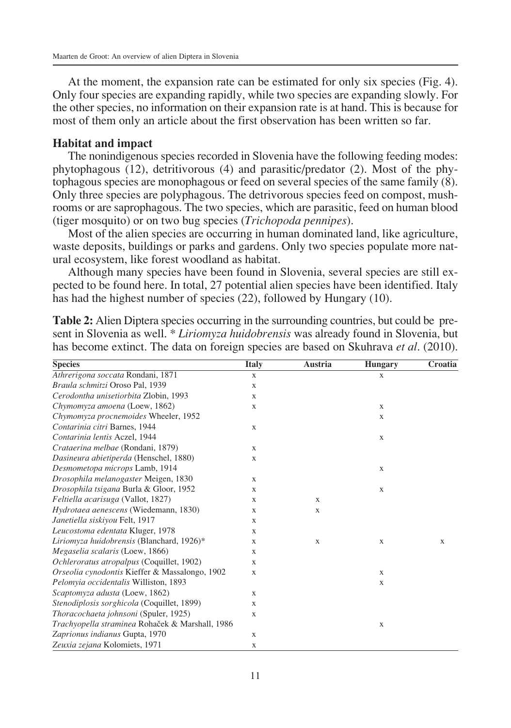At the moment, the expansion rate can be estimated for only six species (Fig. 4). Only four species are expanding rapidly, while two species are expanding slowly. For the other species, no information on their expansion rate is at hand. This is because for most of them only an article about the first observation has been written so far.

### Habitat and impact

The nonindigenous species recorded in Slovenia have the following feeding modes: phytophagous (12), detritivorous (4) and parasitic/predator (2). Most of the phytophagous species are monophagous or feed on several species of the same family (8). Only three species are polyphagous. The detrivorous species feed on compost, mushrooms or are saprophagous. The two species, which are parasitic, feed on human blood (tiger mosquito) or on two bug species (*Trichopoda pennipes*).

Most of the alien species are occurring in human dominated land, like agriculture, waste deposits, buildings or parks and gardens. Only two species populate more natural ecosystem, like forest woodland as habitat.

Although many species have been found in Slovenia, several species are still expected to be found here. In total, 27 potential alien species have been identified. Italy has had the highest number of species (22), followed by Hungary (10).

**Table 2:** Alien Diptera species occurring in the surrounding countries, but could be present in Slovenia as well. * *Liriomyza huidobrensis* was already found in Slovenia, but has become extinct. The data on foreign species are based on Skuhrava *et al*. (2010).

| Species | Italy | Austria | Hungary | Croatia |
|---|---|---|---|---|
| *Athrerigona soccata* Rondani, 1871 | x | | x | |
| *Braula schmitzi* Oroso Pal, 1939 | x | | | |
| *Cerodontha unisetiorbita* Zlobin, 1993 | x | | | |
| *Chymomyza amoena* (Loew, 1862) | x | | x | |
| *Chymomyza procnemoides* Wheeler, 1952 | | | x | |
| *Contarinia citri* Barnes, 1944 | x | | | |
| *Contarinia lentis* Aczel, 1944 | | | x | |
| *Crataerina melbae* (Rondani, 1879) | x | | | |
| *Dasineura abietiperda* (Henschel, 1880) | x | | | |
| *Desmometopa microps* Lamb, 1914 | | | x | |
| *Drosophila melanogaster* Meigen, 1830 | x | | | |
| *Drosophila tsigana* Burla & Gloor, 1952 | x | | x | |
| *Feltiella acarisuga* (Vallot, 1827) | x | x | | |
| *Hydrotaea aenescens* (Wiedemann, 1830) | x | x | | |
| *Janetiella siskiyou* Felt, 1917 | x | | | |
| *Leucostoma edentata* Kluger, 1978 | x | | | |
| *Liriomyza huidobrensis* (Blanchard, 1926)* | x | x | x | x |
| *Megaselia scalaris* (Loew, 1866) | x | | | |
| *Ochleroratus atropalpus* (Coquillet, 1902) | x | | | |
| *Orseolia cynodontis* Kieffer & Massalongo, 1902 | x | | x | |
| *Pelomyia occidentalis* Williston, 1893 | | | x | |
| *Scaptomyza adusta* (Loew, 1862) | x | | | |
| *Stenodiplosis sorghicola* (Coquillet, 1899) | x | | | |
| *Thoracochaeta johnsoni* (Spuler, 1925) | x | | | |
| *Trachyopella straminea* Rohaček & Marshall, 1986 | | | x | |
| *Zaprionus indianus* Gupta, 1970 | x | | | |
| *Zeuxia zejana* Kolomiets, 1971 | x | | | |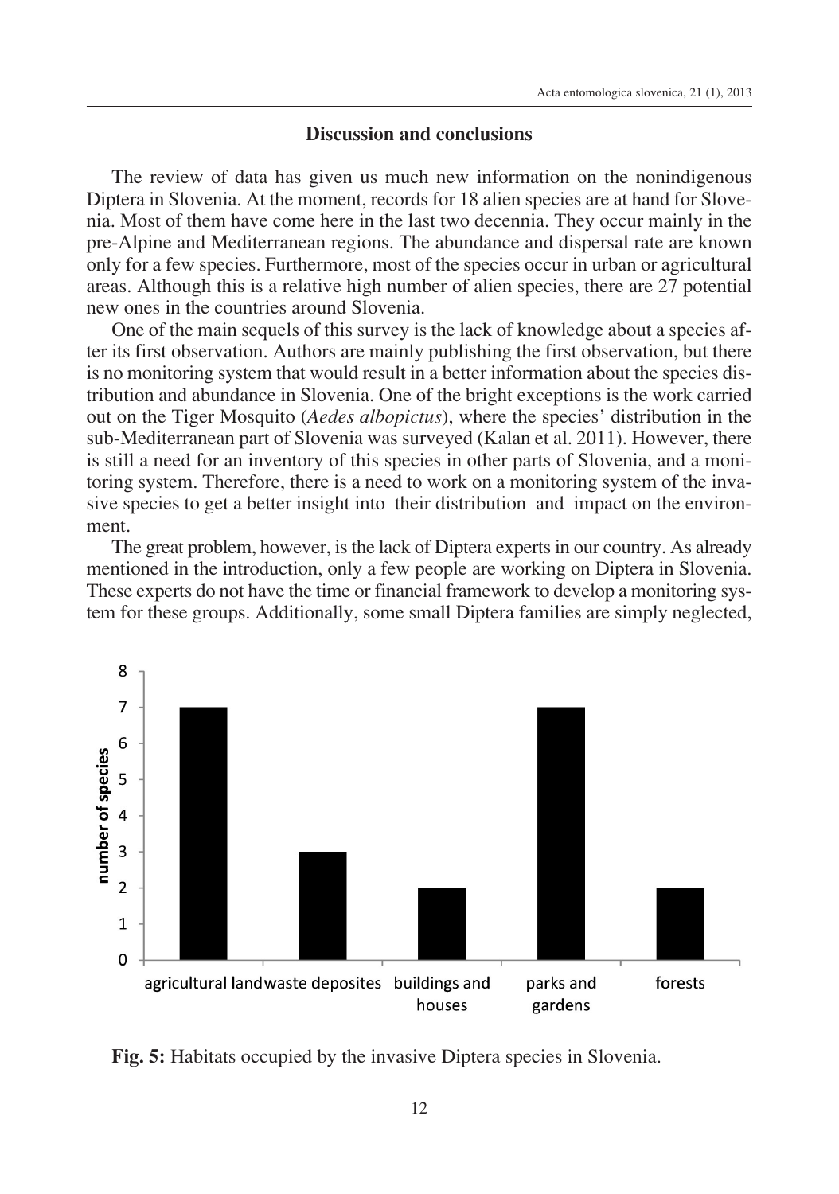## Discussion and conclusions

The review of data has given us much new information on the nonindigenous Diptera in Slovenia. At the moment, records for 18 alien species are at hand for Slovenia. Most of them have come here in the last two decennia. They occur mainly in the pre-Alpine and Mediterranean regions. The abundance and dispersal rate are known only for a few species. Furthermore, most of the species occur in urban or agricultural areas. Although this is a relative high number of alien species, there are 27 potential new ones in the countries around Slovenia.

One of the main sequels of this survey is the lack of knowledge about a species after its first observation. Authors are mainly publishing the first observation, but there is no monitoring system that would result in a better information about the species distribution and abundance in Slovenia. One of the bright exceptions is the work carried out on the Tiger Mosquito (*Aedes albopictus*), where the species' distribution in the sub-Mediterranean part of Slovenia was surveyed (Kalan et al. 2011). However, there is still a need for an inventory of this species in other parts of Slovenia, and a monitoring system. Therefore, there is a need to work on a monitoring system of the invasive species to get a better insight into their distribution and impact on the environment.

The great problem, however, is the lack of Diptera experts in our country. As already mentioned in the introduction, only a few people are working on Diptera in Slovenia. These experts do not have the time or financial framework to develop a monitoring system for these groups. Additionally, some small Diptera families are simply neglected,

**Fig. 5:** Habitats occupied by the invasive Diptera species in Slovenia.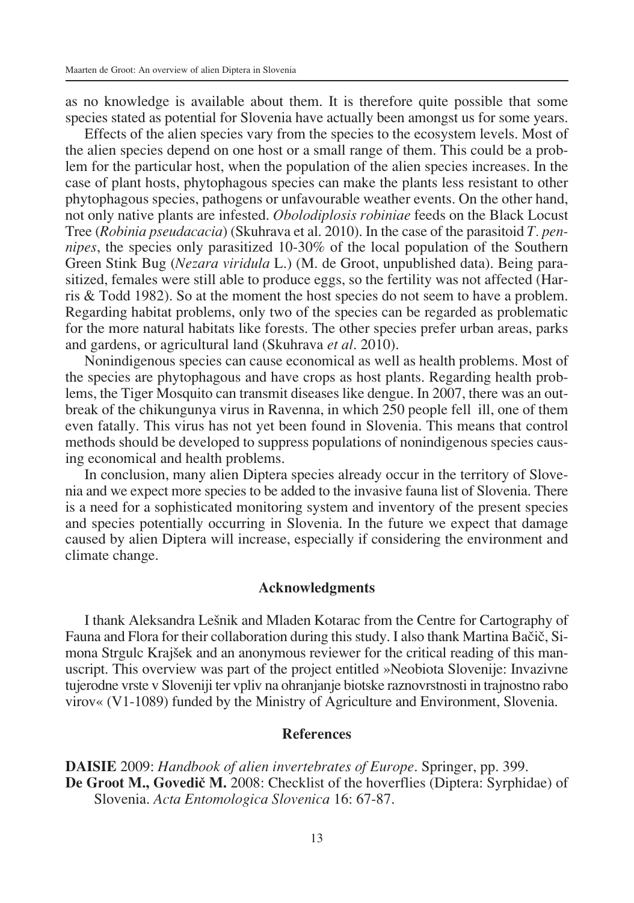as no knowledge is available about them. It is therefore quite possible that some species stated as potential for Slovenia have actually been amongst us for some years.

Effects of the alien species vary from the species to the ecosystem levels. Most of the alien species depend on one host or a small range of them. This could be a problem for the particular host, when the population of the alien species increases. In the case of plant hosts, phytophagous species can make the plants less resistant to other phytophagous species, pathogens or unfavourable weather events. On the other hand, not only native plants are infested. *Obolodiplosis robiniae* feeds on the Black Locust Tree (*Robinia pseudacacia*) (Skuhrava et al. 2010). In the case of the parasitoid *T. pennipes*, the species only parasitized 10-30% of the local population of the Southern Green Stink Bug (*Nezara viridula* L.) (M. de Groot, unpublished data). Being parasitized, females were still able to produce eggs, so the fertility was not affected (Harris & Todd 1982). So at the moment the host species do not seem to have a problem. Regarding habitat problems, only two of the species can be regarded as problematic for the more natural habitats like forests. The other species prefer urban areas, parks and gardens, or agricultural land (Skuhrava *et al*. 2010).

Nonindigenous species can cause economical as well as health problems. Most of the species are phytophagous and have crops as host plants. Regarding health problems, the Tiger Mosquito can transmit diseases like dengue. In 2007, there was an outbreak of the chikungunya virus in Ravenna, in which 250 people fell ill, one of them even fatally. This virus has not yet been found in Slovenia. This means that control methods should be developed to suppress populations of nonindigenous species causing economical and health problems.

In conclusion, many alien Diptera species already occur in the territory of Slovenia and we expect more species to be added to the invasive fauna list of Slovenia. There is a need for a sophisticated monitoring system and inventory of the present species and species potentially occurring in Slovenia. In the future we expect that damage caused by alien Diptera will increase, especially if considering the environment and climate change.

## Acknowledgments

I thank Aleksandra Lešnik and Mladen Kotarac from the Centre for Cartography of Fauna and Flora for their collaboration during this study. I also thank Martina Bačič, Simona Strgulc Krajšek and an anonymous reviewer for the critical reading of this manuscript. This overview was part of the project entitled »Neobiota Slovenije: Invazivne tujerodne vrste v Sloveniji ter vpliv na ohranjanje biotske raznovrstnosti in trajnostno rabo virov« (V1-1089) funded by the Ministry of Agriculture and Environment, Slovenia.

## References

**DAISIE** 2009: *Handbook of alien invertebrates of Europe*. Springer, pp. 399.

**De Groot M., Govedič M.** 2008: Checklist of the hoverflies (Diptera: Syrphidae) of Slovenia. *Acta Entomologica Slovenica* 16: 67-87.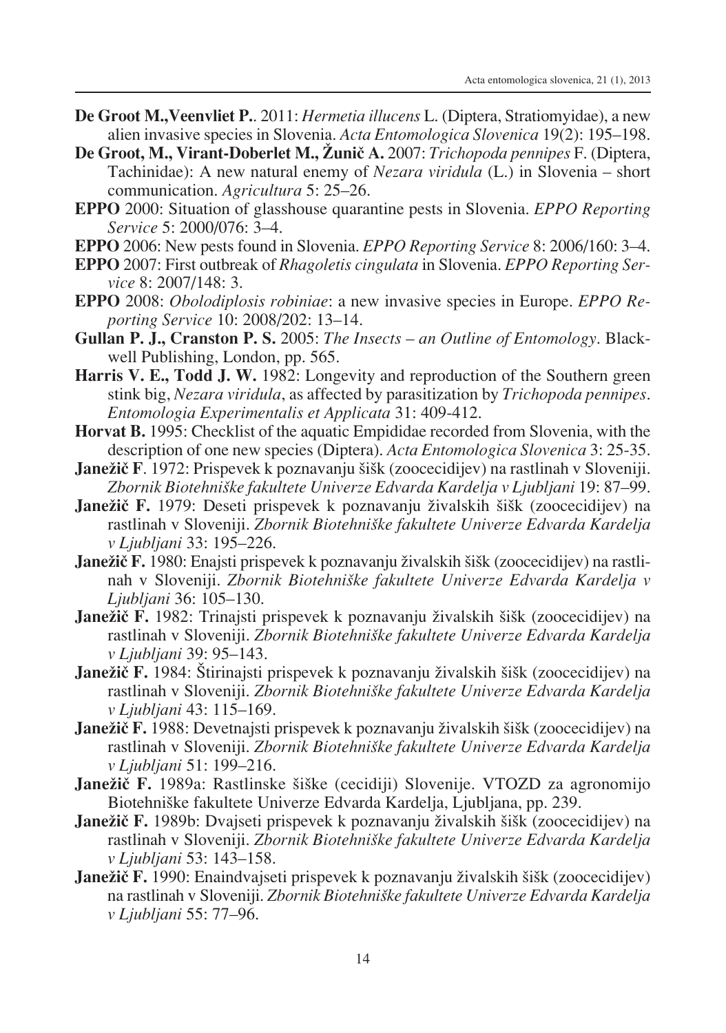**De Groot M.,Veenvliet P.**. 2011: *Hermetia illucens* L. (Diptera, Stratiomyidae), a new alien invasive species in Slovenia. *Acta Entomologica Slovenica* 19(2): 195–198.

**De Groot, M., Virant-Doberlet M., Žunič A.** 2007: *Trichopoda pennipes* F. (Diptera, Tachinidae): A new natural enemy of *Nezara viridula* (L.) in Slovenia – short communication. *Agricultura* 5: 25–26.

**EPPO** 2000: Situation of glasshouse quarantine pests in Slovenia. *EPPO Reporting Service* 5: 2000/076: 3–4.

**EPPO** 2006: New pests found in Slovenia. *EPPO Reporting Service* 8: 2006/160: 3–4.

**EPPO** 2007: First outbreak of *Rhagoletis cingulata* in Slovenia. *EPPO Reporting Service* 8: 2007/148: 3.

**EPPO** 2008: *Obolodiplosis robiniae*: a new invasive species in Europe. *EPPO Reporting Service* 10: 2008/202: 13–14.

**Gullan P. J., Cranston P. S.** 2005: *The Insects – an Outline of Entomology*. Blackwell Publishing, London, pp. 565.

**Harris V. E., Todd J. W.** 1982: Longevity and reproduction of the Southern green stink big, *Nezara viridula*, as affected by parasitization by *Trichopoda pennipes*. *Entomologia Experimentalis et Applicata* 31: 409-412.

**Horvat B.** 1995: Checklist of the aquatic Empididae recorded from Slovenia, with the description of one new species (Diptera). *Acta Entomologica Slovenica* 3: 25-35.

**Janežič F**. 1972: Prispevek k poznavanju šišk (zoocecidijev) na rastlinah v Sloveniji. *Zbornik Biotehniške fakultete Univerze Edvarda Kardelja v Ljubljani* 19: 87–99.

**Janežič F.** 1979: Deseti prispevek k poznavanju živalskih šišk (zoocecidijev) na rastlinah v Sloveniji. *Zbornik Biotehniške fakultete Univerze Edvarda Kardelja v Ljubljani* 33: 195–226.

**Janežič F.** 1980: Enajsti prispevek k poznavanju živalskih šišk (zoocecidijev) na rastlinah v Sloveniji. *Zbornik Biotehniške fakultete Univerze Edvarda Kardelja v Ljubljani* 36: 105–130.

**Janežič F.** 1982: Trinajsti prispevek k poznavanju živalskih šišk (zoocecidijev) na rastlinah v Sloveniji. *Zbornik Biotehniške fakultete Univerze Edvarda Kardelja v Ljubljani* 39: 95–143.

**Janežič F.** 1984: Štirinajsti prispevek k poznavanju živalskih šišk (zoocecidijev) na rastlinah v Sloveniji. *Zbornik Biotehniške fakultete Univerze Edvarda Kardelja v Ljubljani* 43: 115–169.

**Janežič F.** 1988: Devetnajsti prispevek k poznavanju živalskih šišk (zoocecidijev) na rastlinah v Sloveniji. *Zbornik Biotehniške fakultete Univerze Edvarda Kardelja v Ljubljani* 51: 199–216.

**Janežič F.** 1989a: Rastlinske šiške (cecidiji) Slovenije. VTOZD za agronomijo Biotehniške fakultete Univerze Edvarda Kardelja, Ljubljana, pp. 239.

**Janežič F.** 1989b: Dvajseti prispevek k poznavanju živalskih šišk (zoocecidijev) na rastlinah v Sloveniji. *Zbornik Biotehniške fakultete Univerze Edvarda Kardelja v Ljubljani* 53: 143–158.

**Janežič F.** 1990: Enaindvajseti prispevek k poznavanju živalskih šišk (zoocecidijev) na rastlinah v Sloveniji. *Zbornik Biotehniške fakultete Univerze Edvarda Kardelja v Ljubljani* 55: 77–96.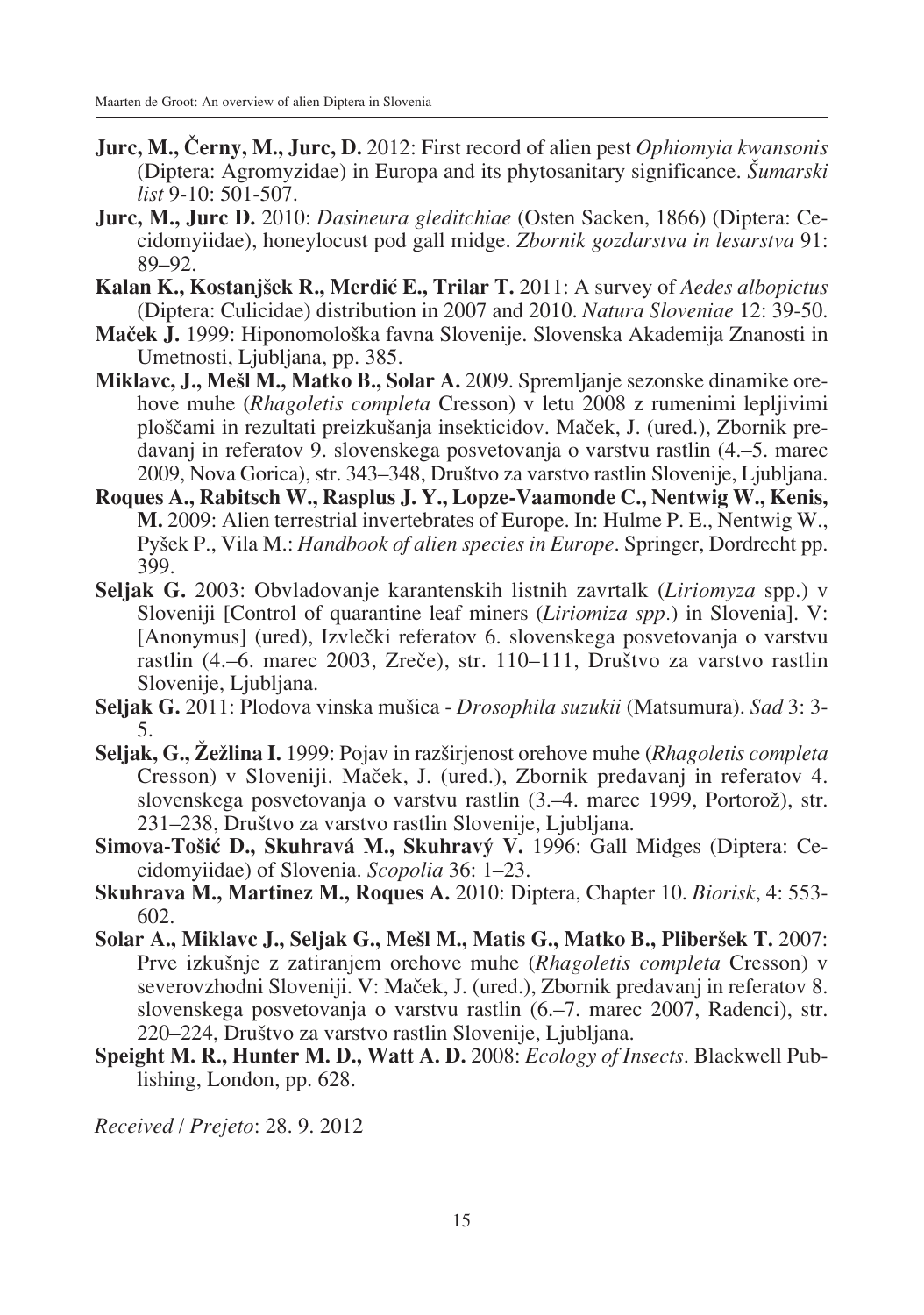**Jurc, M., Černy, M., Jurc, D.** 2012: First record of alien pest *Ophiomyia kwansonis* (Diptera: Agromyzidae) in Europa and its phytosanitary significance. *Šumarski list* 9-10: 501-507.

**Jurc, M., Jurc D.** 2010: *Dasineura gleditchiae* (Osten Sacken, 1866) (Diptera: Cecidomyiidae), honeylocust pod gall midge. *Zbornik gozdarstva in lesarstva* 91: 89–92.

**Kalan K., Kostanjšek R., Merdić E., Trilar T.** 2011: A survey of *Aedes albopictus* (Diptera: Culicidae) distribution in 2007 and 2010. *Natura Sloveniae* 12: 39-50.

**Maček J.** 1999: Hiponomološka favna Slovenije. Slovenska Akademija Znanosti in Umetnosti, Ljubljana, pp. 385.

**Miklavc, J., Mešl M., Matko B., Solar A.** 2009. Spremljanje sezonske dinamike orehove muhe (*Rhagoletis completa* Cresson) v letu 2008 z rumenimi lepljivimi ploščami in rezultati preizkušanja insekticidov. Maček, J. (ured.), Zbornik predavanj in referatov 9. slovenskega posvetovanja o varstvu rastlin (4.–5. marec 2009, Nova Gorica), str. 343–348, Društvo za varstvo rastlin Slovenije, Ljubljana.

**Roques A., Rabitsch W., Rasplus J. Y., Lopze-Vaamonde C., Nentwig W., Kenis, M.** 2009: Alien terrestrial invertebrates of Europe. In: Hulme P. E., Nentwig W., Pyšek P., Vila M.: *Handbook of alien species in Europe*. Springer, Dordrecht pp. 399.

**Seljak G.** 2003: Obvladovanje karantenskih listnih zavrtalk (*Liriomyza* spp.) v Sloveniji [Control of quarantine leaf miners (*Liriomiza spp.*) in Slovenia]. V: [Anonymus] (ured), Izvlečki referatov 6. slovenskega posvetovanja o varstvu rastlin (4.–6. marec 2003, Zreče), str. 110–111, Društvo za varstvo rastlin Slovenije, Ljubljana.

**Seljak G.** 2011: Plodova vinska mušica - *Drosophila suzukii* (Matsumura). *Sad* 3: 3-5.

**Seljak, G., Žežlina I.** 1999: Pojav in razširjenost orehove muhe (*Rhagoletis completa* Cresson) v Sloveniji. Maček, J. (ured.), Zbornik predavanj in referatov 4. slovenskega posvetovanja o varstvu rastlin (3.–4. marec 1999, Portorož), str. 231–238, Društvo za varstvo rastlin Slovenije, Ljubljana.

**Simova-Tošić D., Skuhravá M., Skuhravý V.** 1996: Gall Midges (Diptera: Cecidomyiidae) of Slovenia. *Scopolia* 36: 1–23.

**Skuhrava M., Martinez M., Roques A.** 2010: Diptera, Chapter 10. *Biorisk*, 4: 553-602.

**Solar A., Miklavc J., Seljak G., Mešl M., Matis G., Matko B., Pliberšek T.** 2007: Prve izkušnje z zatiranjem orehove muhe (*Rhagoletis completa* Cresson) v severovzhodni Sloveniji. V: Maček, J. (ured.), Zbornik predavanj in referatov 8. slovenskega posvetovanja o varstvu rastlin (6.–7. marec 2007, Radenci), str. 220–224, Društvo za varstvo rastlin Slovenije, Ljubljana.

**Speight M. R., Hunter M. D., Watt A. D.** 2008: *Ecology of Insects*. Blackwell Publishing, London, pp. 628.

*Received / Prejeto*: 28. 9. 2012